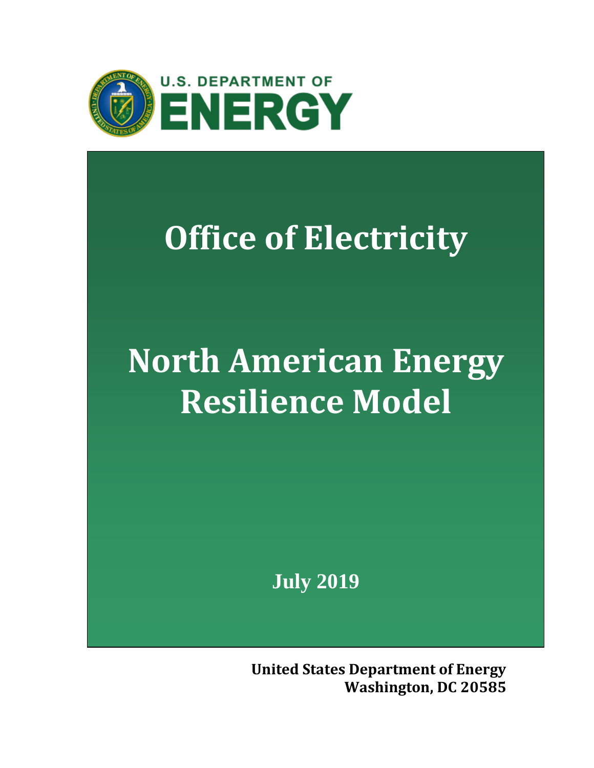U.S. DEPARTMENT OF

ENERGY

# Office of Electricity

# North American Energy Resilience Model

**July 2019**

**United States Department of Energy**
**Washington, DC 20585**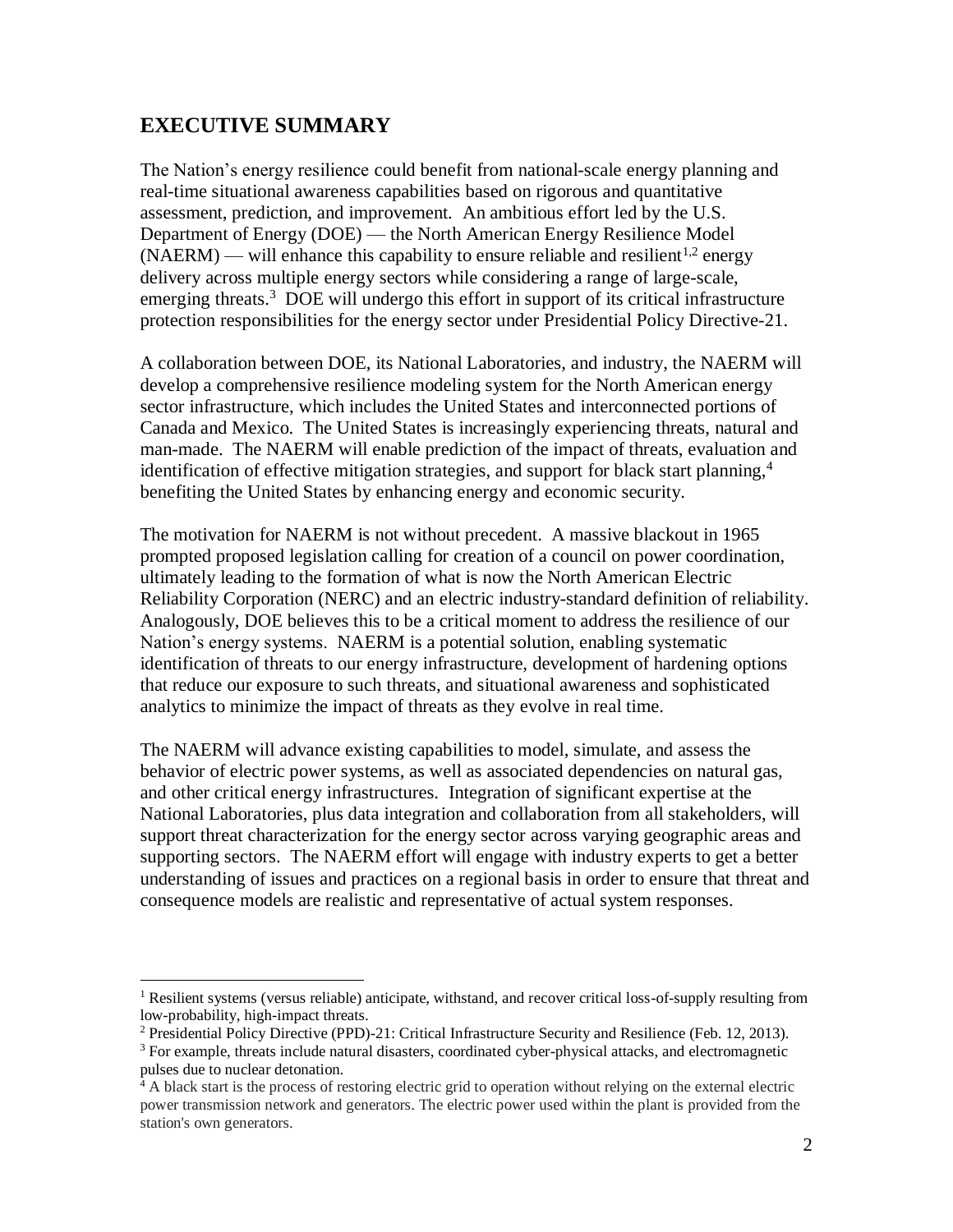## EXECUTIVE SUMMARY

The Nation's energy resilience could benefit from national-scale energy planning and real-time situational awareness capabilities based on rigorous and quantitative assessment, prediction, and improvement. An ambitious effort led by the U.S. Department of Energy (DOE) — the North American Energy Resilience Model (NAERM) — will enhance this capability to ensure reliable and resilient[1,2] energy delivery across multiple energy sectors while considering a range of large-scale, emerging threats.[3] DOE will undergo this effort in support of its critical infrastructure protection responsibilities for the energy sector under Presidential Policy Directive-21.

A collaboration between DOE, its National Laboratories, and industry, the NAERM will develop a comprehensive resilience modeling system for the North American energy sector infrastructure, which includes the United States and interconnected portions of Canada and Mexico. The United States is increasingly experiencing threats, natural and man-made. The NAERM will enable prediction of the impact of threats, evaluation and identification of effective mitigation strategies, and support for black start planning,[4] benefiting the United States by enhancing energy and economic security.

The motivation for NAERM is not without precedent. A massive blackout in 1965 prompted proposed legislation calling for creation of a council on power coordination, ultimately leading to the formation of what is now the North American Electric Reliability Corporation (NERC) and an electric industry-standard definition of reliability. Analogously, DOE believes this to be a critical moment to address the resilience of our Nation's energy systems. NAERM is a potential solution, enabling systematic identification of threats to our energy infrastructure, development of hardening options that reduce our exposure to such threats, and situational awareness and sophisticated analytics to minimize the impact of threats as they evolve in real time.

The NAERM will advance existing capabilities to model, simulate, and assess the behavior of electric power systems, as well as associated dependencies on natural gas, and other critical energy infrastructures. Integration of significant expertise at the National Laboratories, plus data integration and collaboration from all stakeholders, will support threat characterization for the energy sector across varying geographic areas and supporting sectors. The NAERM effort will engage with industry experts to get a better understanding of issues and practices on a regional basis in order to ensure that threat and consequence models are realistic and representative of actual system responses.

---

[1] Resilient systems (versus reliable) anticipate, withstand, and recover critical loss-of-supply resulting from low-probability, high-impact threats.

[2] Presidential Policy Directive (PPD)-21: Critical Infrastructure Security and Resilience (Feb. 12, 2013).

[3] For example, threats include natural disasters, coordinated cyber-physical attacks, and electromagnetic pulses due to nuclear detonation.

[4] A black start is the process of restoring electric grid to operation without relying on the external electric power transmission network and generators. The electric power used within the plant is provided from the station's own generators.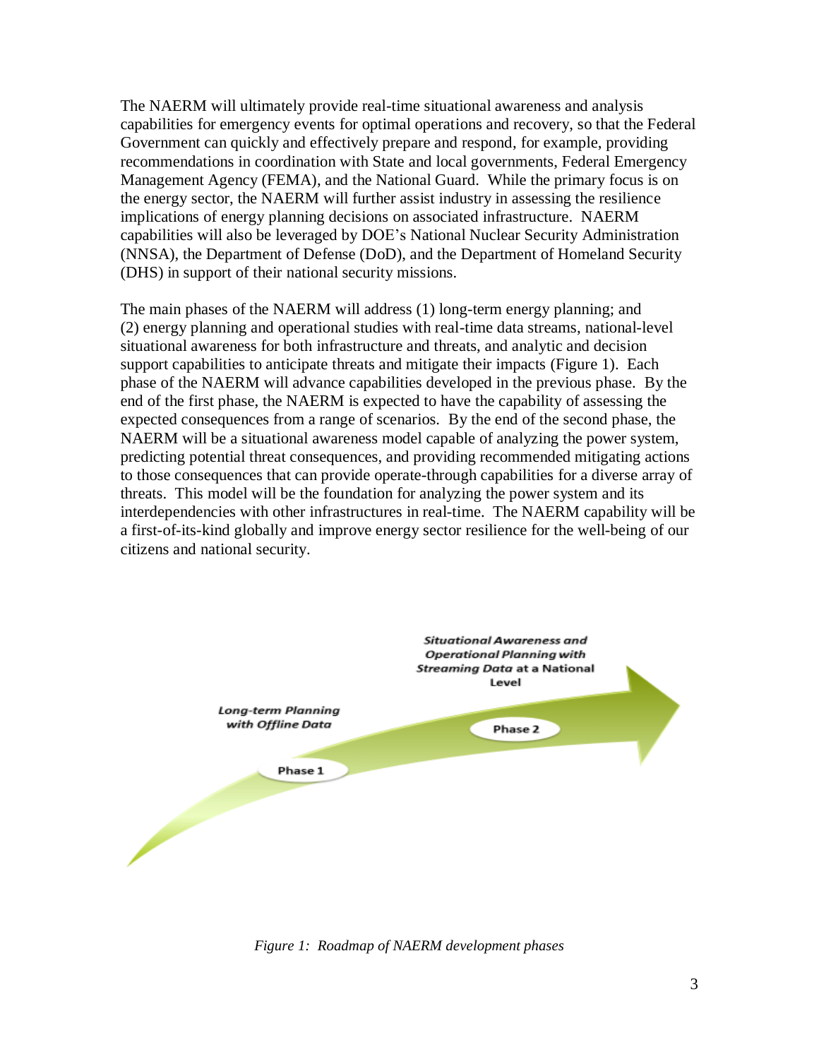The NAERM will ultimately provide real-time situational awareness and analysis capabilities for emergency events for optimal operations and recovery, so that the Federal Government can quickly and effectively prepare and respond, for example, providing recommendations in coordination with State and local governments, Federal Emergency Management Agency (FEMA), and the National Guard. While the primary focus is on the energy sector, the NAERM will further assist industry in assessing the resilience implications of energy planning decisions on associated infrastructure. NAERM capabilities will also be leveraged by DOE's National Nuclear Security Administration (NNSA), the Department of Defense (DoD), and the Department of Homeland Security (DHS) in support of their national security missions.

The main phases of the NAERM will address (1) long-term energy planning; and (2) energy planning and operational studies with real-time data streams, national-level situational awareness for both infrastructure and threats, and analytic and decision support capabilities to anticipate threats and mitigate their impacts (Figure 1). Each phase of the NAERM will advance capabilities developed in the previous phase. By the end of the first phase, the NAERM is expected to have the capability of assessing the expected consequences from a range of scenarios. By the end of the second phase, the NAERM will be a situational awareness model capable of analyzing the power system, predicting potential threat consequences, and providing recommended mitigating actions to those consequences that can provide operate-through capabilities for a diverse array of threats. This model will be the foundation for analyzing the power system and its interdependencies with other infrastructures in real-time. The NAERM capability will be a first-of-its-kind globally and improve energy sector resilience for the well-being of our citizens and national security.

*Long-term Planning with Offline Data*

Phase 1

*Situational Awareness and Operational Planning with Streaming Data* at a National Level

Phase 2

*Figure 1: Roadmap of NAERM development phases*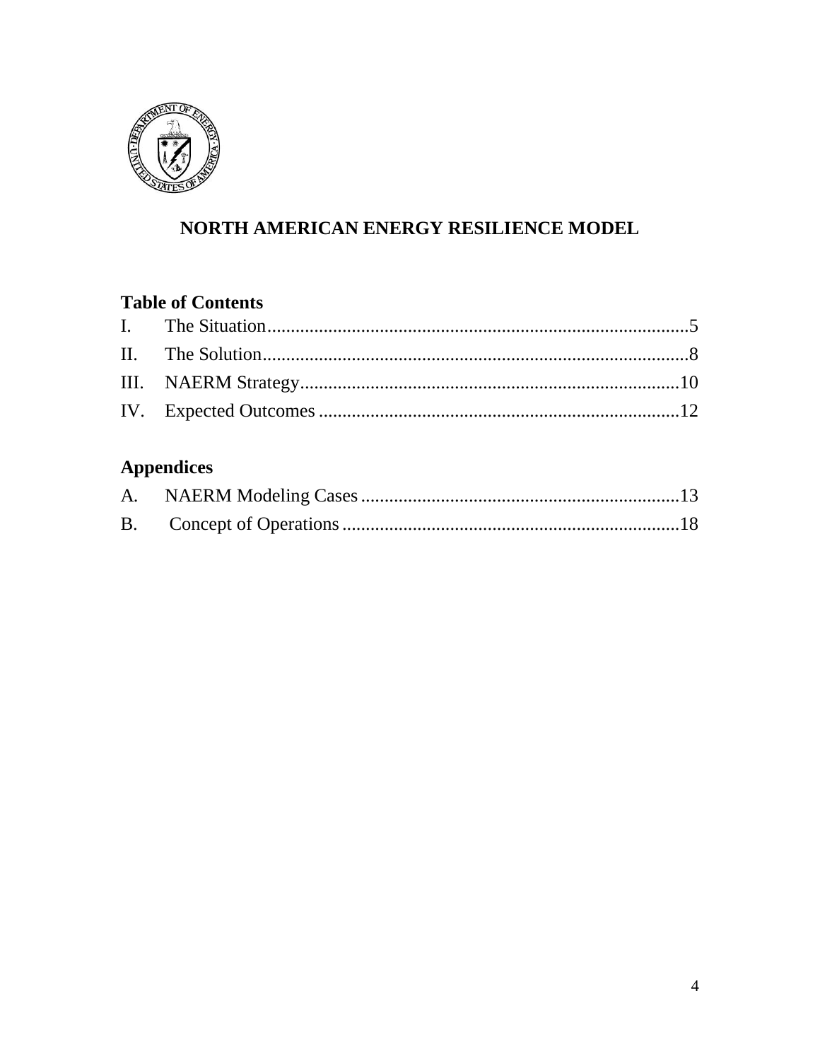# NORTH AMERICAN ENERGY RESILIENCE MODEL

## Table of Contents

| | | |
|---|---|---|
| I. | The Situation | 5 |
| II. | The Solution | 8 |
| III. | NAERM Strategy | 10 |
| IV. | Expected Outcomes | 12 |

## Appendices

| | | |
|---|---|---|
| A. | NAERM Modeling Cases | 13 |
| B. | Concept of Operations | 18 |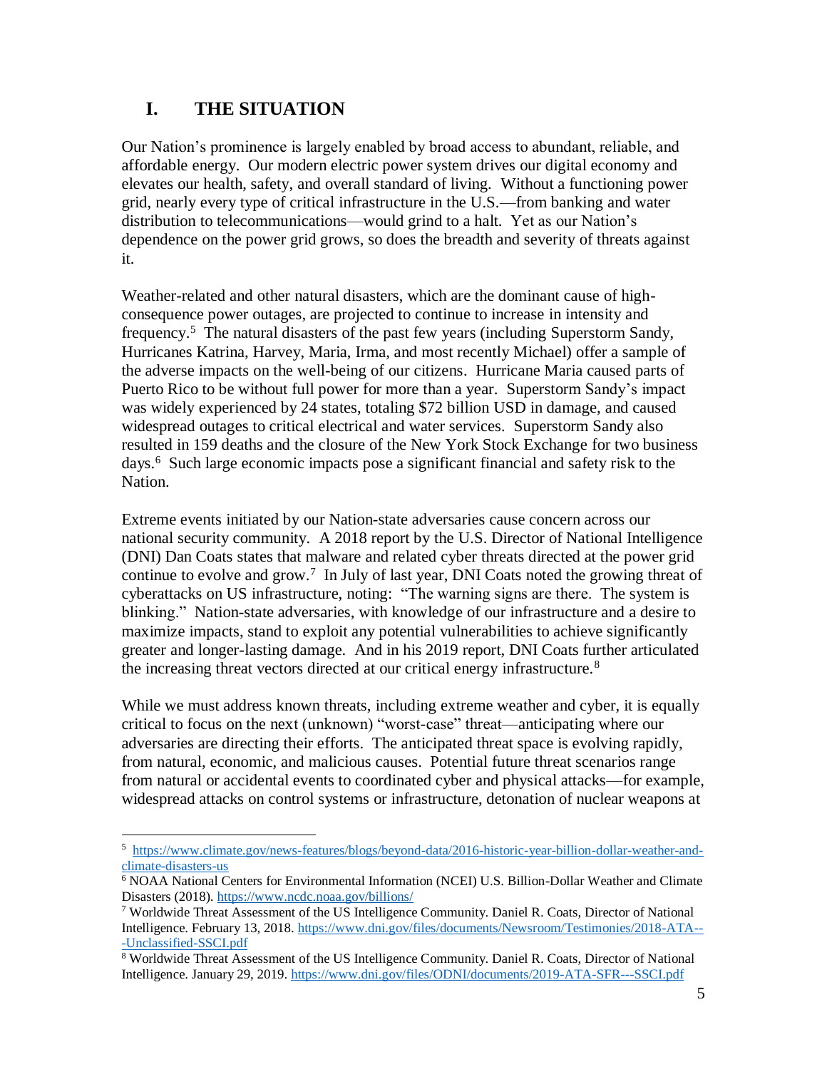# I. THE SITUATION

Our Nation's prominence is largely enabled by broad access to abundant, reliable, and affordable energy. Our modern electric power system drives our digital economy and elevates our health, safety, and overall standard of living. Without a functioning power grid, nearly every type of critical infrastructure in the U.S.—from banking and water distribution to telecommunications—would grind to a halt. Yet as our Nation's dependence on the power grid grows, so does the breadth and severity of threats against it.

Weather-related and other natural disasters, which are the dominant cause of high-consequence power outages, are projected to continue to increase in intensity and frequency.[5] The natural disasters of the past few years (including Superstorm Sandy, Hurricanes Katrina, Harvey, Maria, Irma, and most recently Michael) offer a sample of the adverse impacts on the well-being of our citizens. Hurricane Maria caused parts of Puerto Rico to be without full power for more than a year. Superstorm Sandy's impact was widely experienced by 24 states, totaling $72 billion USD in damage, and caused widespread outages to critical electrical and water services. Superstorm Sandy also resulted in 159 deaths and the closure of the New York Stock Exchange for two business days.[6] Such large economic impacts pose a significant financial and safety risk to the Nation.

Extreme events initiated by our Nation-state adversaries cause concern across our national security community. A 2018 report by the U.S. Director of National Intelligence (DNI) Dan Coats states that malware and related cyber threats directed at the power grid continue to evolve and grow.[7] In July of last year, DNI Coats noted the growing threat of cyberattacks on US infrastructure, noting: "The warning signs are there. The system is blinking." Nation-state adversaries, with knowledge of our infrastructure and a desire to maximize impacts, stand to exploit any potential vulnerabilities to achieve significantly greater and longer-lasting damage. And in his 2019 report, DNI Coats further articulated the increasing threat vectors directed at our critical energy infrastructure.[8]

While we must address known threats, including extreme weather and cyber, it is equally critical to focus on the next (unknown) "worst-case" threat—anticipating where our adversaries are directing their efforts. The anticipated threat space is evolving rapidly, from natural, economic, and malicious causes. Potential future threat scenarios range from natural or accidental events to coordinated cyber and physical attacks—for example, widespread attacks on control systems or infrastructure, detonation of nuclear weapons at

---

[5] https://www.climate.gov/news-features/blogs/beyond-data/2016-historic-year-billion-dollar-weather-and-climate-disasters-us

[6] NOAA National Centers for Environmental Information (NCEI) U.S. Billion-Dollar Weather and Climate Disasters (2018). https://www.ncdc.noaa.gov/billions/

[7] Worldwide Threat Assessment of the US Intelligence Community. Daniel R. Coats, Director of National Intelligence. February 13, 2018. https://www.dni.gov/files/documents/Newsroom/Testimonies/2018-ATA---Unclassified-SSCI.pdf

[8] Worldwide Threat Assessment of the US Intelligence Community. Daniel R. Coats, Director of National Intelligence. January 29, 2019. https://www.dni.gov/files/ODNI/documents/2019-ATA-SFR---SSCI.pdf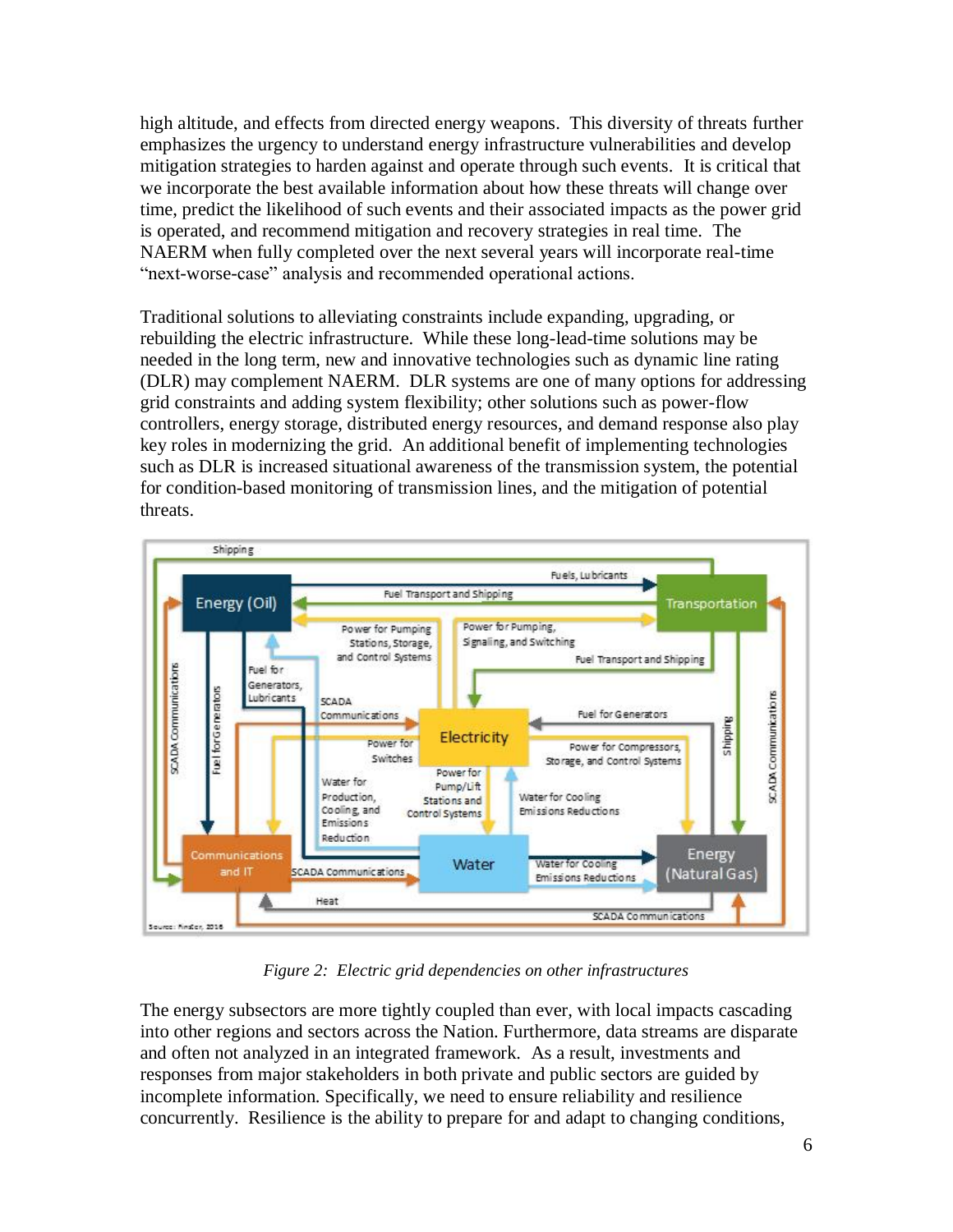high altitude, and effects from directed energy weapons. This diversity of threats further emphasizes the urgency to understand energy infrastructure vulnerabilities and develop mitigation strategies to harden against and operate through such events. It is critical that we incorporate the best available information about how these threats will change over time, predict the likelihood of such events and their associated impacts as the power grid is operated, and recommend mitigation and recovery strategies in real time. The NAERM when fully completed over the next several years will incorporate real-time "next-worse-case" analysis and recommended operational actions.

Traditional solutions to alleviating constraints include expanding, upgrading, or rebuilding the electric infrastructure. While these long-lead-time solutions may be needed in the long term, new and innovative technologies such as dynamic line rating (DLR) may complement NAERM. DLR systems are one of many options for addressing grid constraints and adding system flexibility; other solutions such as power-flow controllers, energy storage, distributed energy resources, and demand response also play key roles in modernizing the grid. An additional benefit of implementing technologies such as DLR is increased situational awareness of the transmission system, the potential for condition-based monitoring of transmission lines, and the mitigation of potential threats.

*Figure 2: Electric grid dependencies on other infrastructures*

The energy subsectors are more tightly coupled than ever, with local impacts cascading into other regions and sectors across the Nation. Furthermore, data streams are disparate and often not analyzed in an integrated framework. As a result, investments and responses from major stakeholders in both private and public sectors are guided by incomplete information. Specifically, we need to ensure reliability and resilience concurrently. Resilience is the ability to prepare for and adapt to changing conditions,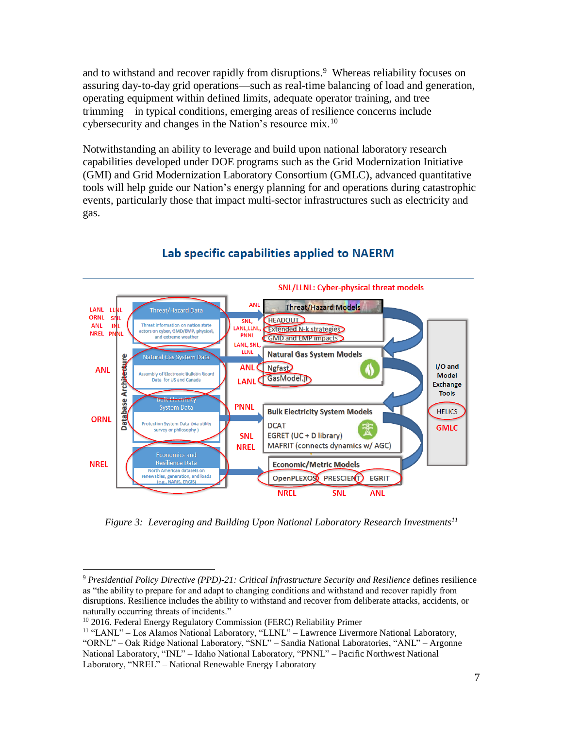and to withstand and recover rapidly from disruptions.[9] Whereas reliability focuses on assuring day-to-day grid operations—such as real-time balancing of load and generation, operating equipment within defined limits, adequate operator training, and tree trimming—in typical conditions, emerging areas of resilience concerns include cybersecurity and changes in the Nation's resource mix.[10]

Notwithstanding an ability to leverage and build upon national laboratory research capabilities developed under DOE programs such as the Grid Modernization Initiative (GMI) and Grid Modernization Laboratory Consortium (GMLC), advanced quantitative tools will help guide our Nation's energy planning for and operations during catastrophic events, particularly those that impact multi-sector infrastructures such as electricity and gas.

**Lab specific capabilities applied to NAERM**

SNL/LLNL: Cyber-physical threat models

| Labs | Database Architecture | Labs | Models |
|---|---|---|---|
| LANL, LLNL, ORNL, SNL, ANL, INL, NREL, PNNL | Threat/Hazard Data: Threat information on nation state actors on cyber, GMD/EMP, physical, and extreme weather | ANL; SNL, LANL, LLNL, PNNL; LANL, SNL, LLNL | Threat/Hazard Models: HEADOUT; Extended N-k strategies; GMD and EMP impacts |
| ANL | Natural Gas System Data: Assembly of Electronic Bulletin Board Data for US and Canada | ANL; LANL | Natural Gas System Models: Ngfast; GasModel.jl |
| ORNL | Bulk Electricity System Data: Protection System Data (via utility survey or philosophy) | PNNL; SNL; NREL | Bulk Electricity System Models: DCAT; EGRET (UC + D library); MAFRIT (connects dynamics w/ AGC) |
| NREL | Economics and Resilience Data: North American datasets on renewables, generation, and loads (e.g., NARIS, ERGIS) | NREL; SNL; ANL | Economic/Metric Models: OpenPLEXOS; PRESCIENT; EGRIT |

I/O and Model Exchange Tools: HELICS (GMLC)

*Figure 3: Leveraging and Building Upon National Laboratory Research Investments*[11]

---

[9] *Presidential Policy Directive (PPD)-21: Critical Infrastructure Security and Resilience* defines resilience as "the ability to prepare for and adapt to changing conditions and withstand and recover rapidly from disruptions. Resilience includes the ability to withstand and recover from deliberate attacks, accidents, or naturally occurring threats of incidents."

[10] 2016. Federal Energy Regulatory Commission (FERC) Reliability Primer

[11] "LANL" – Los Alamos National Laboratory, "LLNL" – Lawrence Livermore National Laboratory, "ORNL" – Oak Ridge National Laboratory, "SNL" – Sandia National Laboratories, "ANL" – Argonne National Laboratory, "INL" – Idaho National Laboratory, "PNNL" – Pacific Northwest National Laboratory, "NREL" – National Renewable Energy Laboratory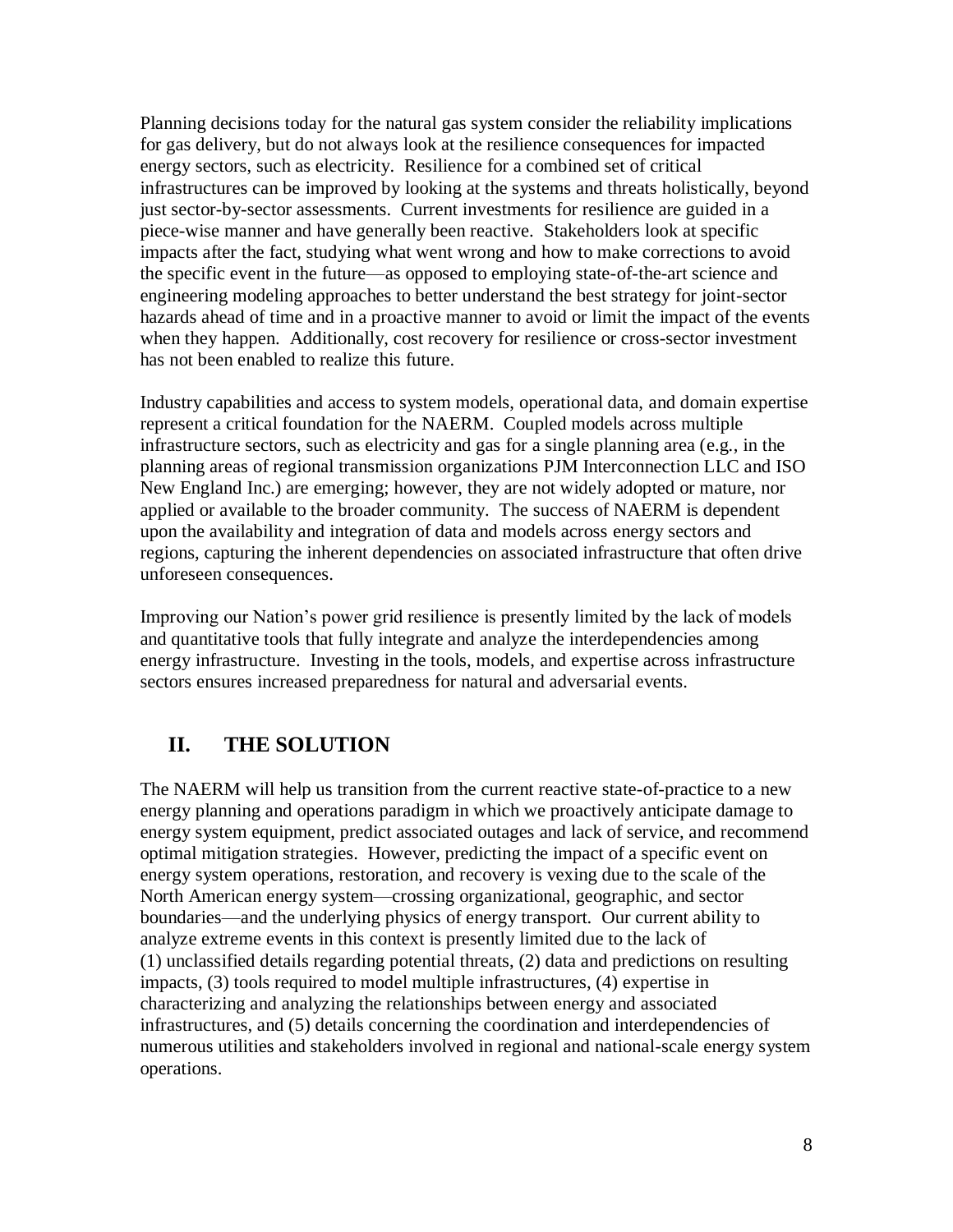Planning decisions today for the natural gas system consider the reliability implications for gas delivery, but do not always look at the resilience consequences for impacted energy sectors, such as electricity. Resilience for a combined set of critical infrastructures can be improved by looking at the systems and threats holistically, beyond just sector-by-sector assessments. Current investments for resilience are guided in a piece-wise manner and have generally been reactive. Stakeholders look at specific impacts after the fact, studying what went wrong and how to make corrections to avoid the specific event in the future—as opposed to employing state-of-the-art science and engineering modeling approaches to better understand the best strategy for joint-sector hazards ahead of time and in a proactive manner to avoid or limit the impact of the events when they happen. Additionally, cost recovery for resilience or cross-sector investment has not been enabled to realize this future.

Industry capabilities and access to system models, operational data, and domain expertise represent a critical foundation for the NAERM. Coupled models across multiple infrastructure sectors, such as electricity and gas for a single planning area (e.g., in the planning areas of regional transmission organizations PJM Interconnection LLC and ISO New England Inc.) are emerging; however, they are not widely adopted or mature, nor applied or available to the broader community. The success of NAERM is dependent upon the availability and integration of data and models across energy sectors and regions, capturing the inherent dependencies on associated infrastructure that often drive unforeseen consequences.

Improving our Nation's power grid resilience is presently limited by the lack of models and quantitative tools that fully integrate and analyze the interdependencies among energy infrastructure. Investing in the tools, models, and expertise across infrastructure sectors ensures increased preparedness for natural and adversarial events.

## II. THE SOLUTION

The NAERM will help us transition from the current reactive state-of-practice to a new energy planning and operations paradigm in which we proactively anticipate damage to energy system equipment, predict associated outages and lack of service, and recommend optimal mitigation strategies. However, predicting the impact of a specific event on energy system operations, restoration, and recovery is vexing due to the scale of the North American energy system—crossing organizational, geographic, and sector boundaries—and the underlying physics of energy transport. Our current ability to analyze extreme events in this context is presently limited due to the lack of (1) unclassified details regarding potential threats, (2) data and predictions on resulting impacts, (3) tools required to model multiple infrastructures, (4) expertise in characterizing and analyzing the relationships between energy and associated infrastructures, and (5) details concerning the coordination and interdependencies of numerous utilities and stakeholders involved in regional and national-scale energy system operations.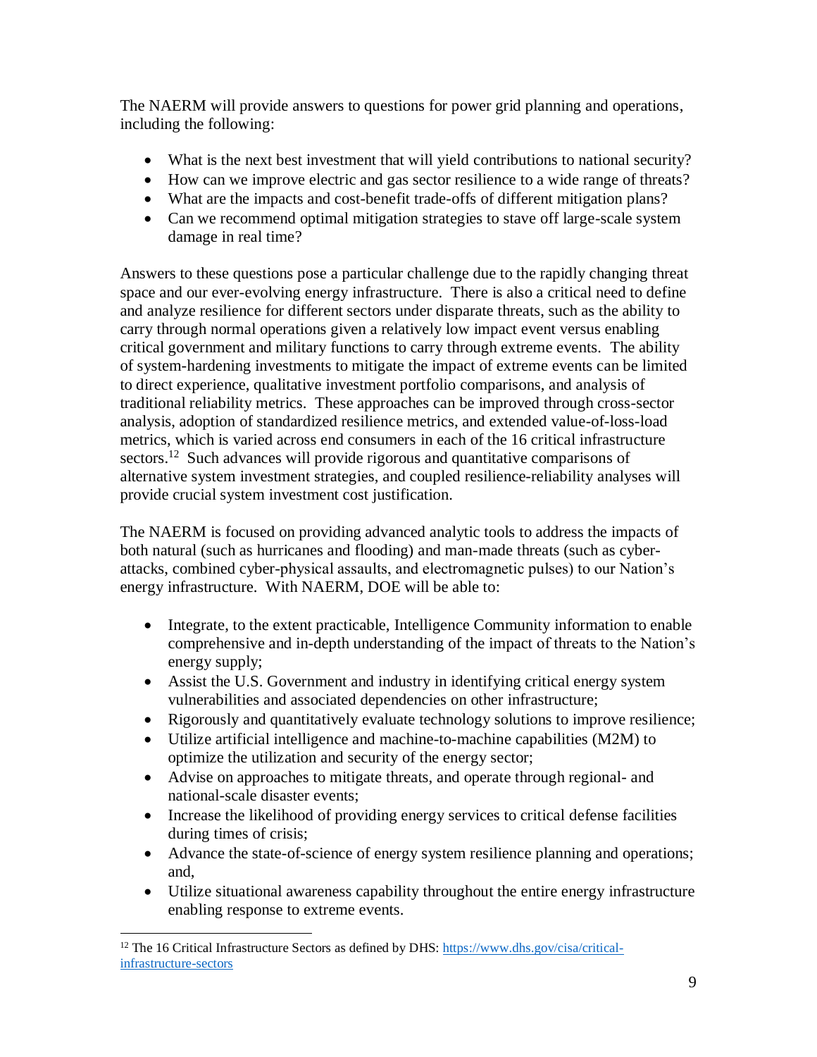The NAERM will provide answers to questions for power grid planning and operations, including the following:

- What is the next best investment that will yield contributions to national security?
- How can we improve electric and gas sector resilience to a wide range of threats?
- What are the impacts and cost-benefit trade-offs of different mitigation plans?
- Can we recommend optimal mitigation strategies to stave off large-scale system damage in real time?

Answers to these questions pose a particular challenge due to the rapidly changing threat space and our ever-evolving energy infrastructure. There is also a critical need to define and analyze resilience for different sectors under disparate threats, such as the ability to carry through normal operations given a relatively low impact event versus enabling critical government and military functions to carry through extreme events. The ability of system-hardening investments to mitigate the impact of extreme events can be limited to direct experience, qualitative investment portfolio comparisons, and analysis of traditional reliability metrics. These approaches can be improved through cross-sector analysis, adoption of standardized resilience metrics, and extended value-of-loss-load metrics, which is varied across end consumers in each of the 16 critical infrastructure sectors.[12] Such advances will provide rigorous and quantitative comparisons of alternative system investment strategies, and coupled resilience-reliability analyses will provide crucial system investment cost justification.

The NAERM is focused on providing advanced analytic tools to address the impacts of both natural (such as hurricanes and flooding) and man-made threats (such as cyber-attacks, combined cyber-physical assaults, and electromagnetic pulses) to our Nation's energy infrastructure. With NAERM, DOE will be able to:

- Integrate, to the extent practicable, Intelligence Community information to enable comprehensive and in-depth understanding of the impact of threats to the Nation's energy supply;
- Assist the U.S. Government and industry in identifying critical energy system vulnerabilities and associated dependencies on other infrastructure;
- Rigorously and quantitatively evaluate technology solutions to improve resilience;
- Utilize artificial intelligence and machine-to-machine capabilities (M2M) to optimize the utilization and security of the energy sector;
- Advise on approaches to mitigate threats, and operate through regional- and national-scale disaster events;
- Increase the likelihood of providing energy services to critical defense facilities during times of crisis;
- Advance the state-of-science of energy system resilience planning and operations; and,
- Utilize situational awareness capability throughout the entire energy infrastructure enabling response to extreme events.

---

[12] The 16 Critical Infrastructure Sectors as defined by DHS: https://www.dhs.gov/cisa/critical-infrastructure-sectors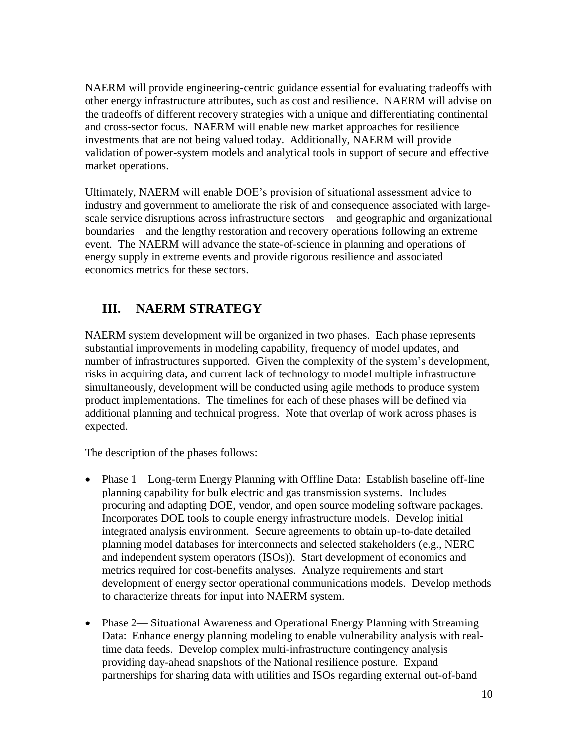NAERM will provide engineering-centric guidance essential for evaluating tradeoffs with other energy infrastructure attributes, such as cost and resilience. NAERM will advise on the tradeoffs of different recovery strategies with a unique and differentiating continental and cross-sector focus. NAERM will enable new market approaches for resilience investments that are not being valued today. Additionally, NAERM will provide validation of power-system models and analytical tools in support of secure and effective market operations.

Ultimately, NAERM will enable DOE's provision of situational assessment advice to industry and government to ameliorate the risk of and consequence associated with large-scale service disruptions across infrastructure sectors—and geographic and organizational boundaries—and the lengthy restoration and recovery operations following an extreme event. The NAERM will advance the state-of-science in planning and operations of energy supply in extreme events and provide rigorous resilience and associated economics metrics for these sectors.

## III. NAERM STRATEGY

NAERM system development will be organized in two phases. Each phase represents substantial improvements in modeling capability, frequency of model updates, and number of infrastructures supported. Given the complexity of the system's development, risks in acquiring data, and current lack of technology to model multiple infrastructure simultaneously, development will be conducted using agile methods to produce system product implementations. The timelines for each of these phases will be defined via additional planning and technical progress. Note that overlap of work across phases is expected.

The description of the phases follows:

- Phase 1—Long-term Energy Planning with Offline Data: Establish baseline off-line planning capability for bulk electric and gas transmission systems. Includes procuring and adapting DOE, vendor, and open source modeling software packages. Incorporates DOE tools to couple energy infrastructure models. Develop initial integrated analysis environment. Secure agreements to obtain up-to-date detailed planning model databases for interconnects and selected stakeholders (e.g., NERC and independent system operators (ISOs)). Start development of economics and metrics required for cost-benefits analyses. Analyze requirements and start development of energy sector operational communications models. Develop methods to characterize threats for input into NAERM system.

- Phase 2— Situational Awareness and Operational Energy Planning with Streaming Data: Enhance energy planning modeling to enable vulnerability analysis with real-time data feeds. Develop complex multi-infrastructure contingency analysis providing day-ahead snapshots of the National resilience posture. Expand partnerships for sharing data with utilities and ISOs regarding external out-of-band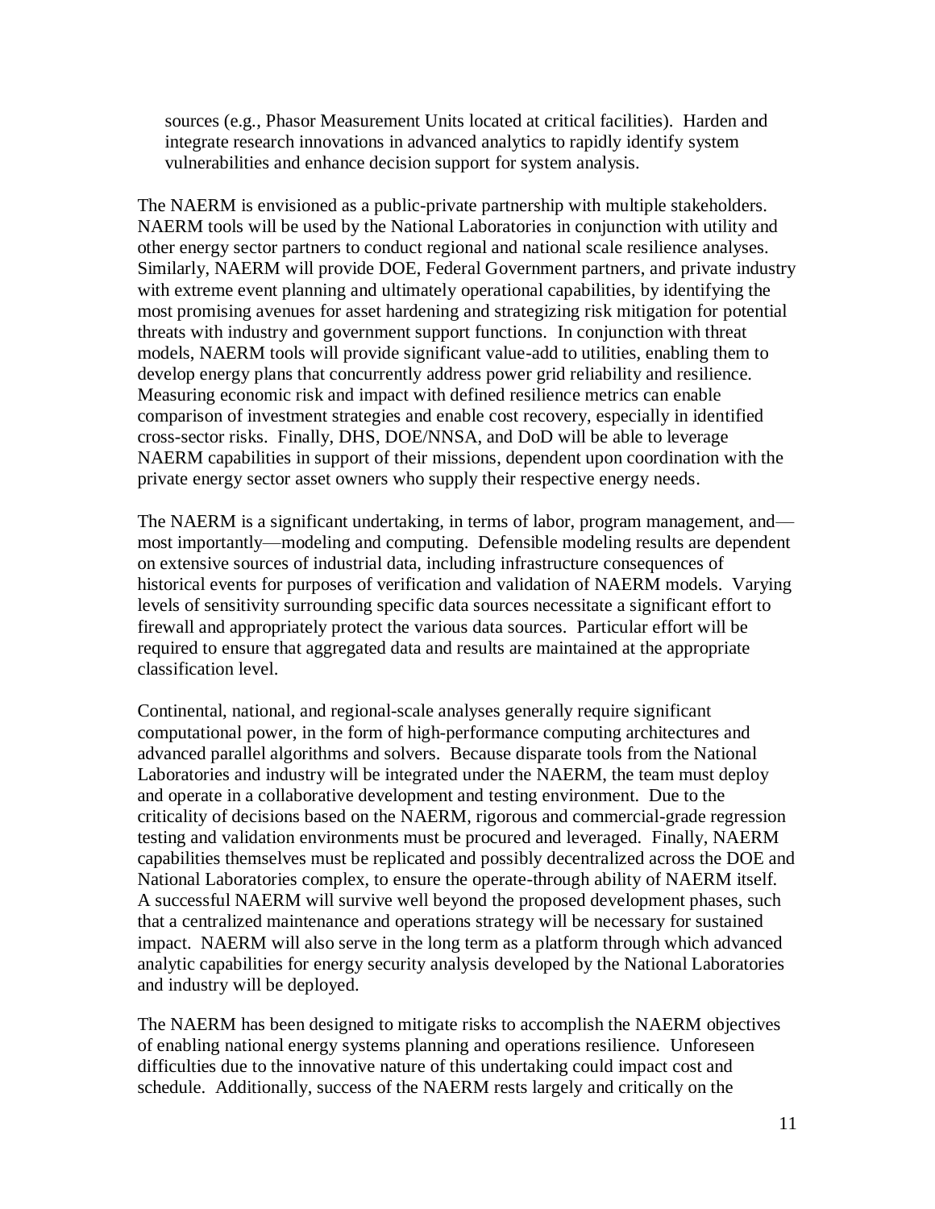sources (e.g., Phasor Measurement Units located at critical facilities). Harden and integrate research innovations in advanced analytics to rapidly identify system vulnerabilities and enhance decision support for system analysis.

The NAERM is envisioned as a public-private partnership with multiple stakeholders. NAERM tools will be used by the National Laboratories in conjunction with utility and other energy sector partners to conduct regional and national scale resilience analyses. Similarly, NAERM will provide DOE, Federal Government partners, and private industry with extreme event planning and ultimately operational capabilities, by identifying the most promising avenues for asset hardening and strategizing risk mitigation for potential threats with industry and government support functions. In conjunction with threat models, NAERM tools will provide significant value-add to utilities, enabling them to develop energy plans that concurrently address power grid reliability and resilience. Measuring economic risk and impact with defined resilience metrics can enable comparison of investment strategies and enable cost recovery, especially in identified cross-sector risks. Finally, DHS, DOE/NNSA, and DoD will be able to leverage NAERM capabilities in support of their missions, dependent upon coordination with the private energy sector asset owners who supply their respective energy needs.

The NAERM is a significant undertaking, in terms of labor, program management, and—most importantly—modeling and computing. Defensible modeling results are dependent on extensive sources of industrial data, including infrastructure consequences of historical events for purposes of verification and validation of NAERM models. Varying levels of sensitivity surrounding specific data sources necessitate a significant effort to firewall and appropriately protect the various data sources. Particular effort will be required to ensure that aggregated data and results are maintained at the appropriate classification level.

Continental, national, and regional-scale analyses generally require significant computational power, in the form of high-performance computing architectures and advanced parallel algorithms and solvers. Because disparate tools from the National Laboratories and industry will be integrated under the NAERM, the team must deploy and operate in a collaborative development and testing environment. Due to the criticality of decisions based on the NAERM, rigorous and commercial-grade regression testing and validation environments must be procured and leveraged. Finally, NAERM capabilities themselves must be replicated and possibly decentralized across the DOE and National Laboratories complex, to ensure the operate-through ability of NAERM itself. A successful NAERM will survive well beyond the proposed development phases, such that a centralized maintenance and operations strategy will be necessary for sustained impact. NAERM will also serve in the long term as a platform through which advanced analytic capabilities for energy security analysis developed by the National Laboratories and industry will be deployed.

The NAERM has been designed to mitigate risks to accomplish the NAERM objectives of enabling national energy systems planning and operations resilience. Unforeseen difficulties due to the innovative nature of this undertaking could impact cost and schedule. Additionally, success of the NAERM rests largely and critically on the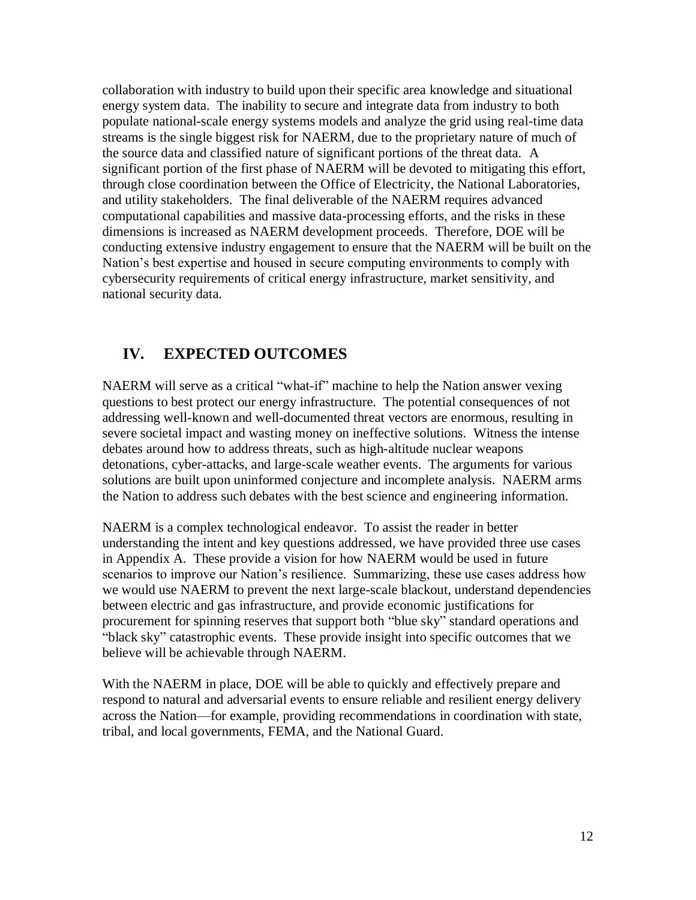collaboration with industry to build upon their specific area knowledge and situational energy system data. The inability to secure and integrate data from industry to both populate national-scale energy systems models and analyze the grid using real-time data streams is the single biggest risk for NAERM, due to the proprietary nature of much of the source data and classified nature of significant portions of the threat data. A significant portion of the first phase of NAERM will be devoted to mitigating this effort, through close coordination between the Office of Electricity, the National Laboratories, and utility stakeholders. The final deliverable of the NAERM requires advanced computational capabilities and massive data-processing efforts, and the risks in these dimensions is increased as NAERM development proceeds. Therefore, DOE will be conducting extensive industry engagement to ensure that the NAERM will be built on the Nation's best expertise and housed in secure computing environments to comply with cybersecurity requirements of critical energy infrastructure, market sensitivity, and national security data.

## IV. EXPECTED OUTCOMES

NAERM will serve as a critical "what-if" machine to help the Nation answer vexing questions to best protect our energy infrastructure. The potential consequences of not addressing well-known and well-documented threat vectors are enormous, resulting in severe societal impact and wasting money on ineffective solutions. Witness the intense debates around how to address threats, such as high-altitude nuclear weapons detonations, cyber-attacks, and large-scale weather events. The arguments for various solutions are built upon uninformed conjecture and incomplete analysis. NAERM arms the Nation to address such debates with the best science and engineering information.

NAERM is a complex technological endeavor. To assist the reader in better understanding the intent and key questions addressed, we have provided three use cases in Appendix A. These provide a vision for how NAERM would be used in future scenarios to improve our Nation's resilience. Summarizing, these use cases address how we would use NAERM to prevent the next large-scale blackout, understand dependencies between electric and gas infrastructure, and provide economic justifications for procurement for spinning reserves that support both "blue sky" standard operations and "black sky" catastrophic events. These provide insight into specific outcomes that we believe will be achievable through NAERM.

With the NAERM in place, DOE will be able to quickly and effectively prepare and respond to natural and adversarial events to ensure reliable and resilient energy delivery across the Nation—for example, providing recommendations in coordination with state, tribal, and local governments, FEMA, and the National Guard.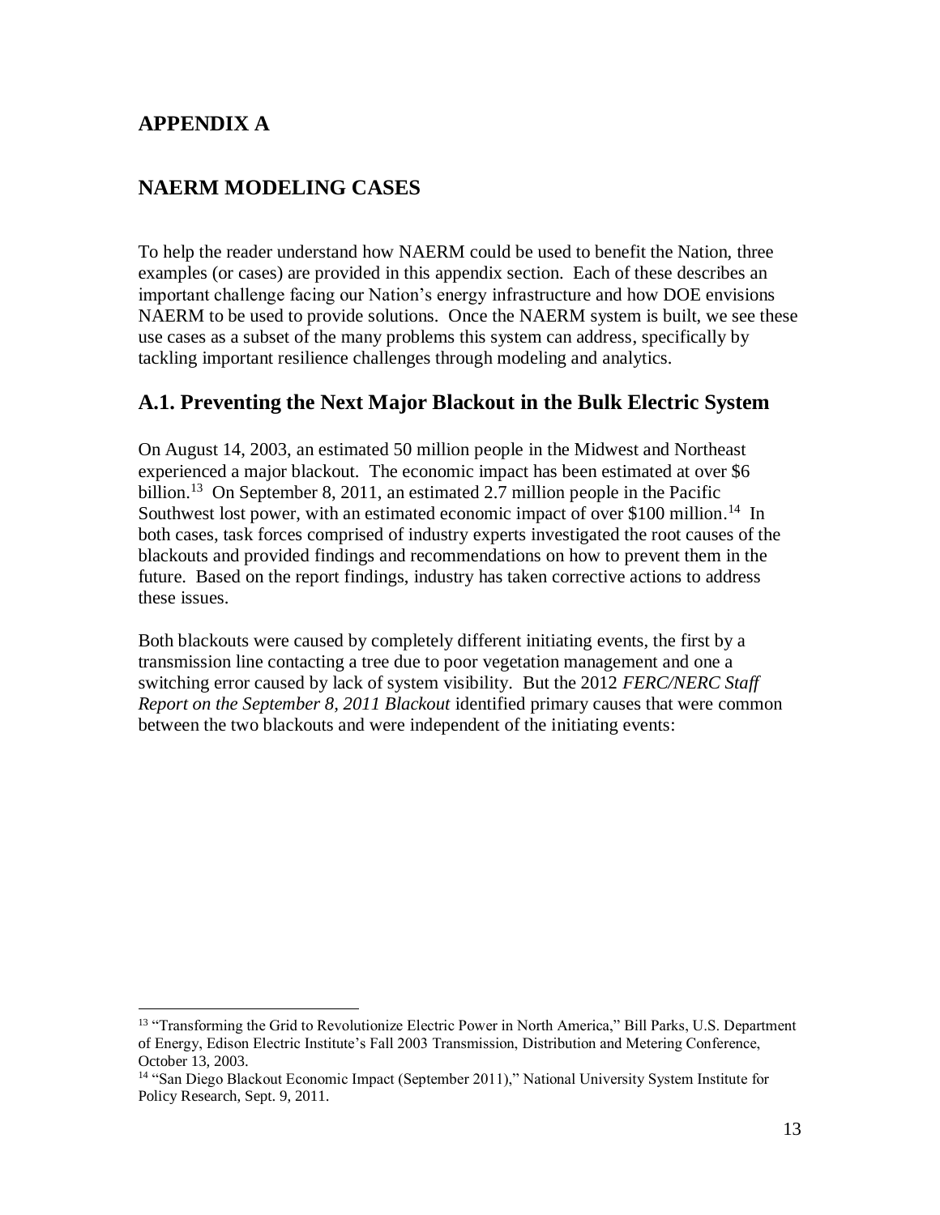# APPENDIX A

# NAERM MODELING CASES

To help the reader understand how NAERM could be used to benefit the Nation, three examples (or cases) are provided in this appendix section. Each of these describes an important challenge facing our Nation's energy infrastructure and how DOE envisions NAERM to be used to provide solutions. Once the NAERM system is built, we see these use cases as a subset of the many problems this system can address, specifically by tackling important resilience challenges through modeling and analytics.

## A.1. Preventing the Next Major Blackout in the Bulk Electric System

On August 14, 2003, an estimated 50 million people in the Midwest and Northeast experienced a major blackout. The economic impact has been estimated at over $6 billion.[13] On September 8, 2011, an estimated 2.7 million people in the Pacific Southwest lost power, with an estimated economic impact of over $100 million.[14] In both cases, task forces comprised of industry experts investigated the root causes of the blackouts and provided findings and recommendations on how to prevent them in the future. Based on the report findings, industry has taken corrective actions to address these issues.

Both blackouts were caused by completely different initiating events, the first by a transmission line contacting a tree due to poor vegetation management and one a switching error caused by lack of system visibility. But the 2012 *FERC/NERC Staff Report on the September 8, 2011 Blackout* identified primary causes that were common between the two blackouts and were independent of the initiating events:

---

[13] "Transforming the Grid to Revolutionize Electric Power in North America," Bill Parks, U.S. Department of Energy, Edison Electric Institute's Fall 2003 Transmission, Distribution and Metering Conference, October 13, 2003.

[14] "San Diego Blackout Economic Impact (September 2011)," National University System Institute for Policy Research, Sept. 9, 2011.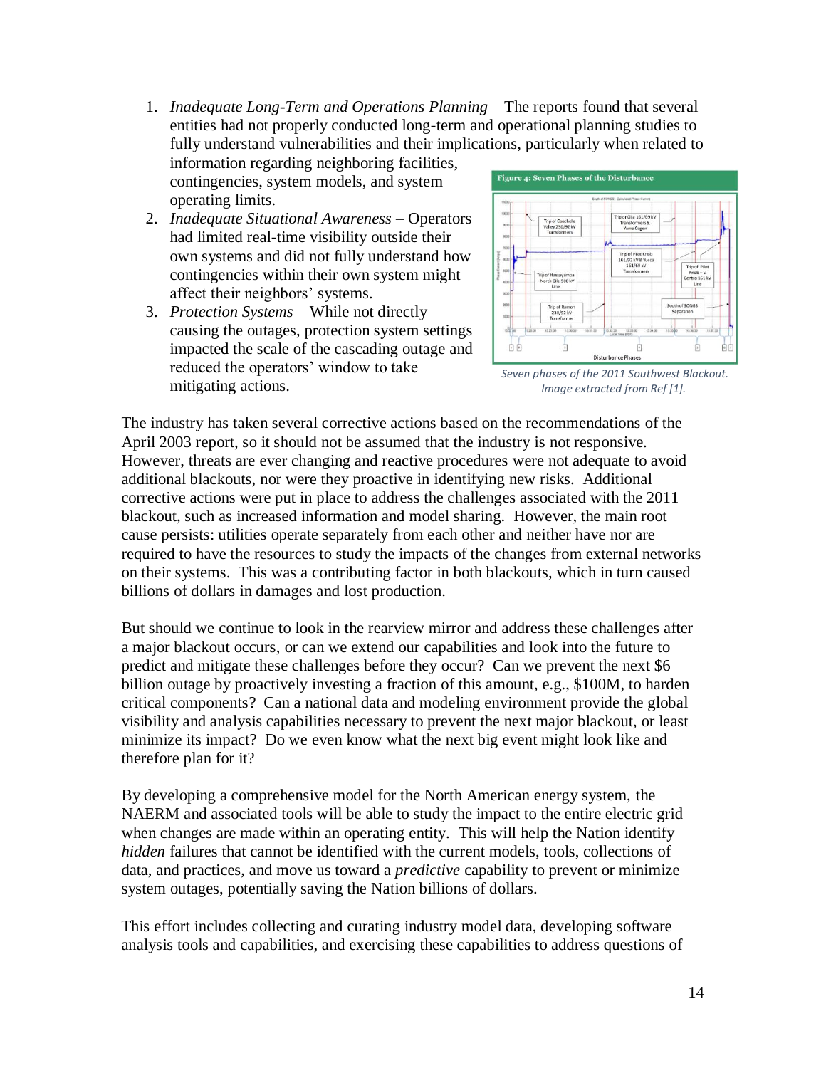1. *Inadequate Long-Term and Operations Planning* – The reports found that several entities had not properly conducted long-term and operational planning studies to fully understand vulnerabilities and their implications, particularly when related to information regarding neighboring facilities, contingencies, system models, and system operating limits.
2. *Inadequate Situational Awareness* – Operators had limited real-time visibility outside their own systems and did not fully understand how contingencies within their own system might affect their neighbors' systems.
3. *Protection Systems* – While not directly causing the outages, protection system settings impacted the scale of the cascading outage and reduced the operators' window to take mitigating actions.

**Figure 4: Seven Phases of the Disturbance**

*Seven phases of the 2011 Southwest Blackout. Image extracted from Ref [1].*

The industry has taken several corrective actions based on the recommendations of the April 2003 report, so it should not be assumed that the industry is not responsive. However, threats are ever changing and reactive procedures were not adequate to avoid additional blackouts, nor were they proactive in identifying new risks. Additional corrective actions were put in place to address the challenges associated with the 2011 blackout, such as increased information and model sharing. However, the main root cause persists: utilities operate separately from each other and neither have nor are required to have the resources to study the impacts of the changes from external networks on their systems. This was a contributing factor in both blackouts, which in turn caused billions of dollars in damages and lost production.

But should we continue to look in the rearview mirror and address these challenges after a major blackout occurs, or can we extend our capabilities and look into the future to predict and mitigate these challenges before they occur? Can we prevent the next $6 billion outage by proactively investing a fraction of this amount, e.g., $100M, to harden critical components? Can a national data and modeling environment provide the global visibility and analysis capabilities necessary to prevent the next major blackout, or least minimize its impact? Do we even know what the next big event might look like and therefore plan for it?

By developing a comprehensive model for the North American energy system, the NAERM and associated tools will be able to study the impact to the entire electric grid when changes are made within an operating entity. This will help the Nation identify *hidden* failures that cannot be identified with the current models, tools, collections of data, and practices, and move us toward a *predictive* capability to prevent or minimize system outages, potentially saving the Nation billions of dollars.

This effort includes collecting and curating industry model data, developing software analysis tools and capabilities, and exercising these capabilities to address questions of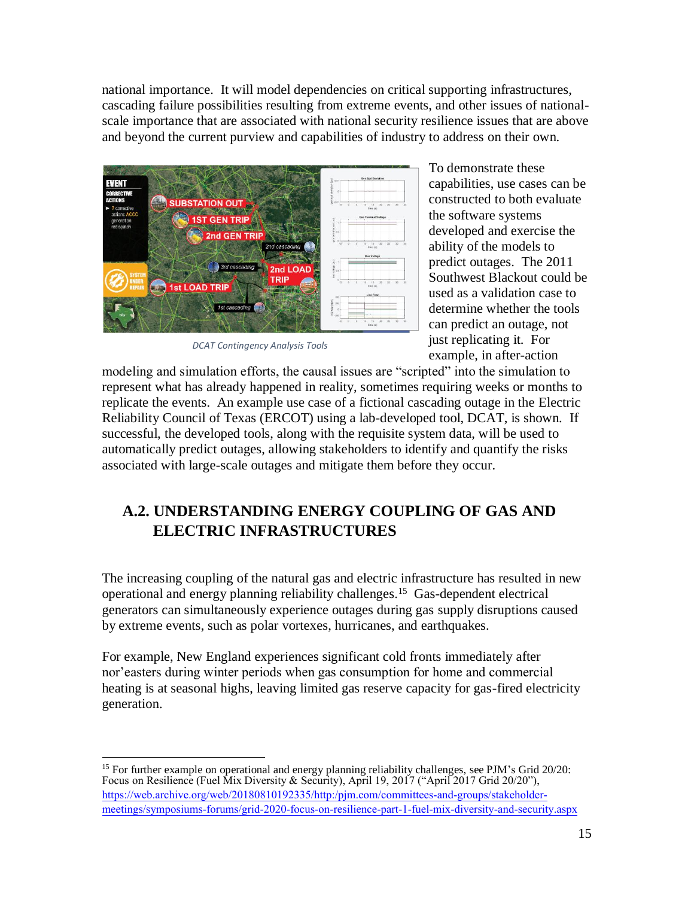national importance. It will model dependencies on critical supporting infrastructures, cascading failure possibilities resulting from extreme events, and other issues of national-scale importance that are associated with national security resilience issues that are above and beyond the current purview and capabilities of industry to address on their own.

DCAT Contingency Analysis Tools

To demonstrate these capabilities, use cases can be constructed to both evaluate the software systems developed and exercise the ability of the models to predict outages. The 2011 Southwest Blackout could be used as a validation case to determine whether the tools can predict an outage, not just replicating it. For example, in after-action modeling and simulation efforts, the causal issues are "scripted" into the simulation to represent what has already happened in reality, sometimes requiring weeks or months to replicate the events. An example use case of a fictional cascading outage in the Electric Reliability Council of Texas (ERCOT) using a lab-developed tool, DCAT, is shown. If successful, the developed tools, along with the requisite system data, will be used to automatically predict outages, allowing stakeholders to identify and quantify the risks associated with large-scale outages and mitigate them before they occur.

## A.2. UNDERSTANDING ENERGY COUPLING OF GAS AND ELECTRIC INFRASTRUCTURES

The increasing coupling of the natural gas and electric infrastructure has resulted in new operational and energy planning reliability challenges.[15] Gas-dependent electrical generators can simultaneously experience outages during gas supply disruptions caused by extreme events, such as polar vortexes, hurricanes, and earthquakes.

For example, New England experiences significant cold fronts immediately after nor'easters during winter periods when gas consumption for home and commercial heating is at seasonal highs, leaving limited gas reserve capacity for gas-fired electricity generation.

[15] For further example on operational and energy planning reliability challenges, see PJM's Grid 20/20: Focus on Resilience (Fuel Mix Diversity & Security), April 19, 2017 ("April 2017 Grid 20/20"), https://web.archive.org/web/20180810192335/http:/pjm.com/committees-and-groups/stakeholder-meetings/symposiums-forums/grid-2020-focus-on-resilience-part-1-fuel-mix-diversity-and-security.aspx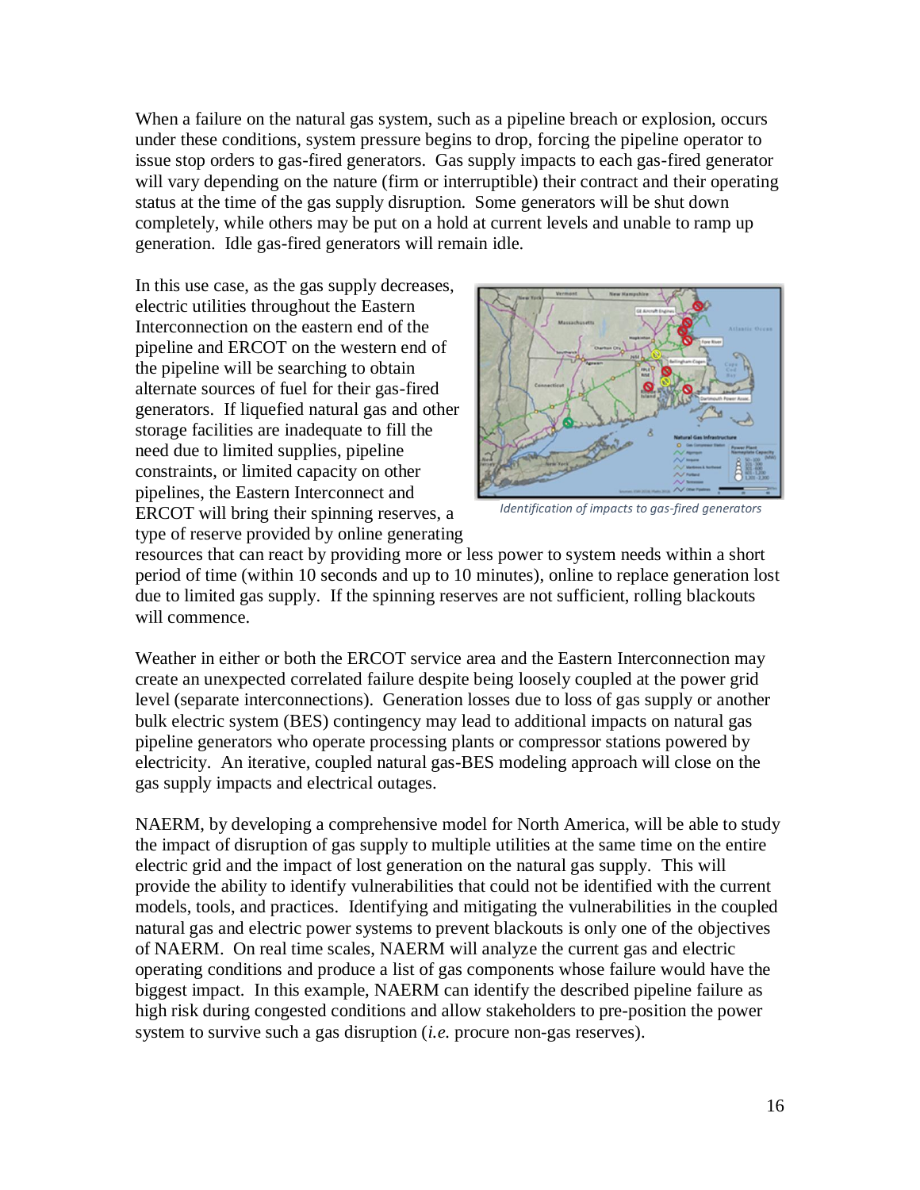When a failure on the natural gas system, such as a pipeline breach or explosion, occurs under these conditions, system pressure begins to drop, forcing the pipeline operator to issue stop orders to gas-fired generators. Gas supply impacts to each gas-fired generator will vary depending on the nature (firm or interruptible) their contract and their operating status at the time of the gas supply disruption. Some generators will be shut down completely, while others may be put on a hold at current levels and unable to ramp up generation. Idle gas-fired generators will remain idle.

In this use case, as the gas supply decreases, electric utilities throughout the Eastern Interconnection on the eastern end of the pipeline and ERCOT on the western end of the pipeline will be searching to obtain alternate sources of fuel for their gas-fired generators. If liquefied natural gas and other storage facilities are inadequate to fill the need due to limited supplies, pipeline constraints, or limited capacity on other pipelines, the Eastern Interconnect and ERCOT will bring their spinning reserves, a type of reserve provided by online generating resources that can react by providing more or less power to system needs within a short period of time (within 10 seconds and up to 10 minutes), online to replace generation lost due to limited gas supply. If the spinning reserves are not sufficient, rolling blackouts will commence.

*Identification of impacts to gas-fired generators*

Weather in either or both the ERCOT service area and the Eastern Interconnection may create an unexpected correlated failure despite being loosely coupled at the power grid level (separate interconnections). Generation losses due to loss of gas supply or another bulk electric system (BES) contingency may lead to additional impacts on natural gas pipeline generators who operate processing plants or compressor stations powered by electricity. An iterative, coupled natural gas-BES modeling approach will close on the gas supply impacts and electrical outages.

NAERM, by developing a comprehensive model for North America, will be able to study the impact of disruption of gas supply to multiple utilities at the same time on the entire electric grid and the impact of lost generation on the natural gas supply. This will provide the ability to identify vulnerabilities that could not be identified with the current models, tools, and practices. Identifying and mitigating the vulnerabilities in the coupled natural gas and electric power systems to prevent blackouts is only one of the objectives of NAERM. On real time scales, NAERM will analyze the current gas and electric operating conditions and produce a list of gas components whose failure would have the biggest impact. In this example, NAERM can identify the described pipeline failure as high risk during congested conditions and allow stakeholders to pre-position the power system to survive such a gas disruption (*i.e.* procure non-gas reserves).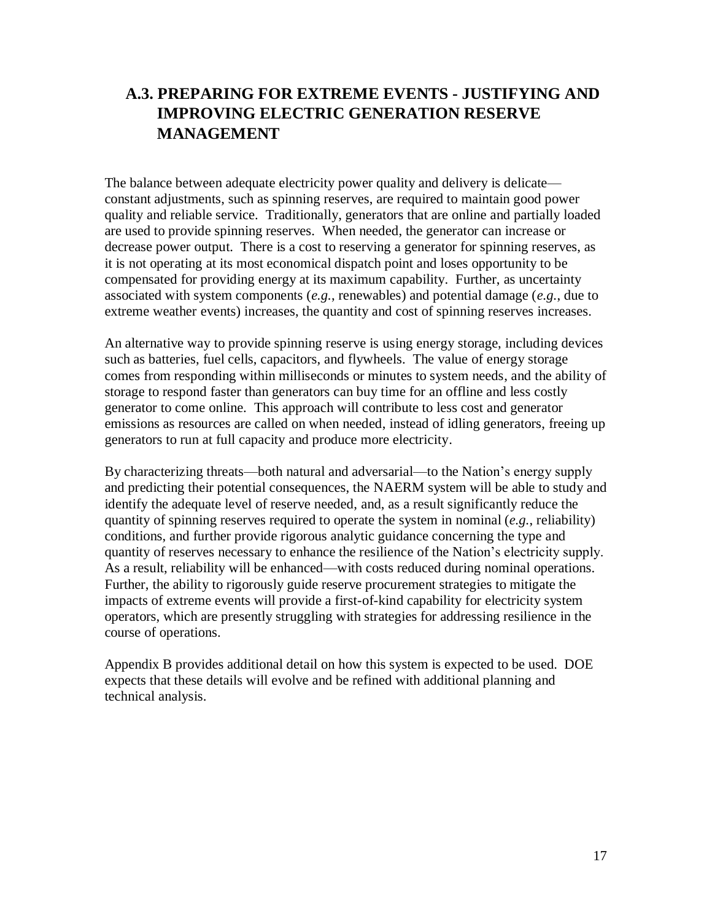## A.3. PREPARING FOR EXTREME EVENTS - JUSTIFYING AND IMPROVING ELECTRIC GENERATION RESERVE MANAGEMENT

The balance between adequate electricity power quality and delivery is delicate—constant adjustments, such as spinning reserves, are required to maintain good power quality and reliable service. Traditionally, generators that are online and partially loaded are used to provide spinning reserves. When needed, the generator can increase or decrease power output. There is a cost to reserving a generator for spinning reserves, as it is not operating at its most economical dispatch point and loses opportunity to be compensated for providing energy at its maximum capability. Further, as uncertainty associated with system components (*e.g.*, renewables) and potential damage (*e.g.*, due to extreme weather events) increases, the quantity and cost of spinning reserves increases.

An alternative way to provide spinning reserve is using energy storage, including devices such as batteries, fuel cells, capacitors, and flywheels. The value of energy storage comes from responding within milliseconds or minutes to system needs, and the ability of storage to respond faster than generators can buy time for an offline and less costly generator to come online. This approach will contribute to less cost and generator emissions as resources are called on when needed, instead of idling generators, freeing up generators to run at full capacity and produce more electricity.

By characterizing threats—both natural and adversarial—to the Nation's energy supply and predicting their potential consequences, the NAERM system will be able to study and identify the adequate level of reserve needed, and, as a result significantly reduce the quantity of spinning reserves required to operate the system in nominal (*e.g.*, reliability) conditions, and further provide rigorous analytic guidance concerning the type and quantity of reserves necessary to enhance the resilience of the Nation's electricity supply. As a result, reliability will be enhanced—with costs reduced during nominal operations. Further, the ability to rigorously guide reserve procurement strategies to mitigate the impacts of extreme events will provide a first-of-kind capability for electricity system operators, which are presently struggling with strategies for addressing resilience in the course of operations.

Appendix B provides additional detail on how this system is expected to be used. DOE expects that these details will evolve and be refined with additional planning and technical analysis.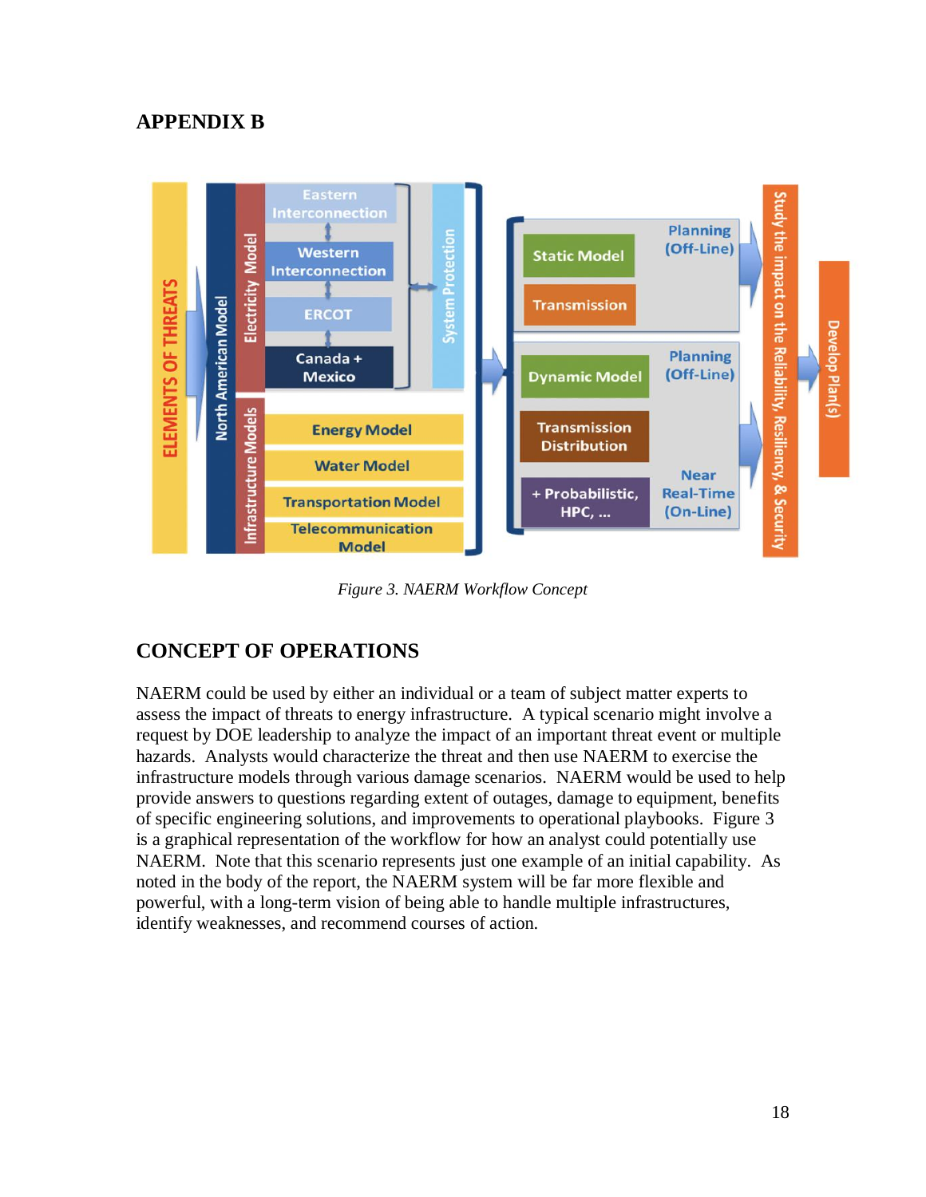# APPENDIX B

ELEMENTS OF THREATS

North American Model

Electricity Model

Eastern Interconnection

Western Interconnection

ERCOT

Canada + Mexico

Infrastructure Models

Energy Model

Water Model

Transportation Model

Telecommunication Model

System Protection

Static Model

Transmission

Planning (Off-Line)

Dynamic Model

Transmission Distribution

+ Probabilistic, HPC, ...

Planning (Off-Line)

Near Real-Time (On-Line)

Study the impact on the Reliability, Resiliency, & Security

Develop Plan(s)

*Figure 3. NAERM Workflow Concept*

## CONCEPT OF OPERATIONS

NAERM could be used by either an individual or a team of subject matter experts to assess the impact of threats to energy infrastructure. A typical scenario might involve a request by DOE leadership to analyze the impact of an important threat event or multiple hazards. Analysts would characterize the threat and then use NAERM to exercise the infrastructure models through various damage scenarios. NAERM would be used to help provide answers to questions regarding extent of outages, damage to equipment, benefits of specific engineering solutions, and improvements to operational playbooks. Figure 3 is a graphical representation of the workflow for how an analyst could potentially use NAERM. Note that this scenario represents just one example of an initial capability. As noted in the body of the report, the NAERM system will be far more flexible and powerful, with a long-term vision of being able to handle multiple infrastructures, identify weaknesses, and recommend courses of action.